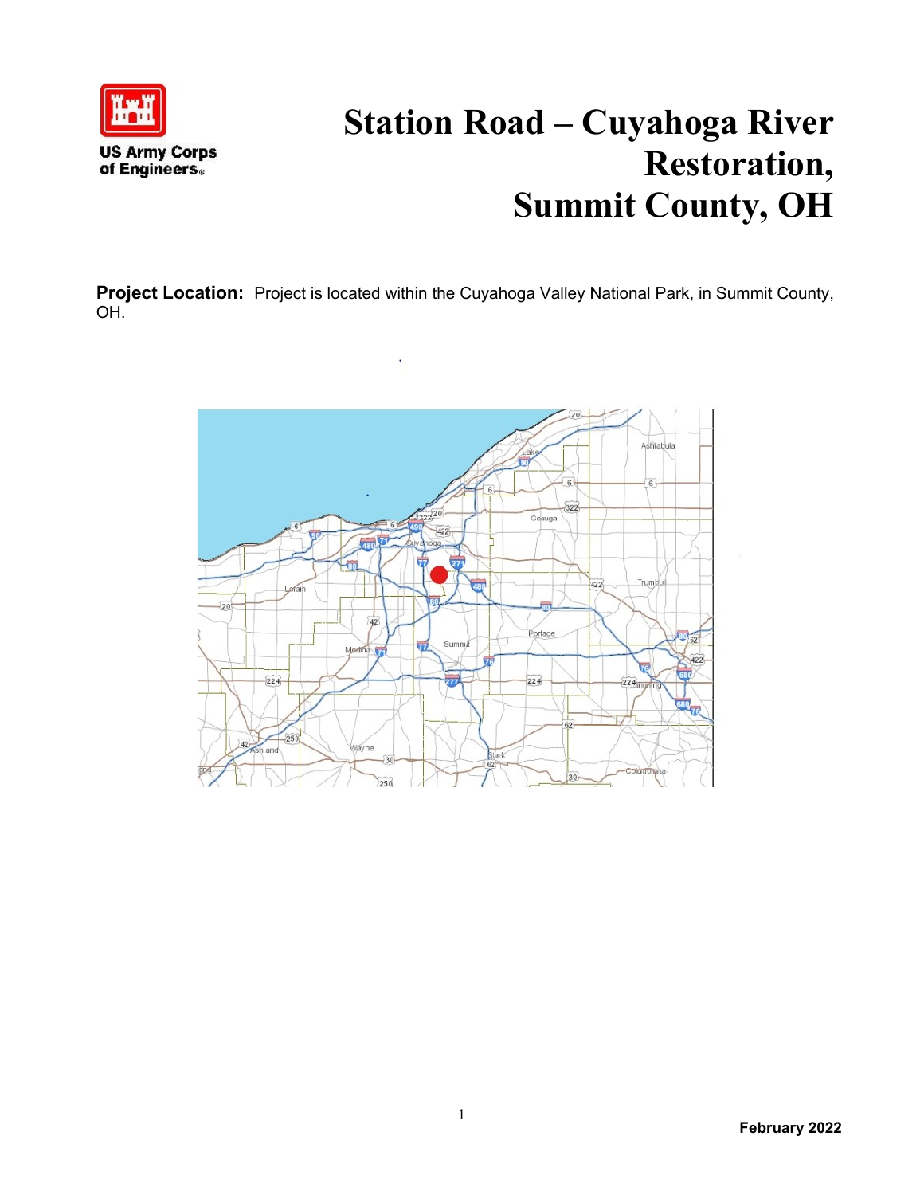US Army Corps of Engineers

# Station Road – Cuyahoga River Restoration, Summit County, OH

**Project Location:** Project is located within the Cuyahoga Valley National Park, in Summit County, OH.

**February 2022**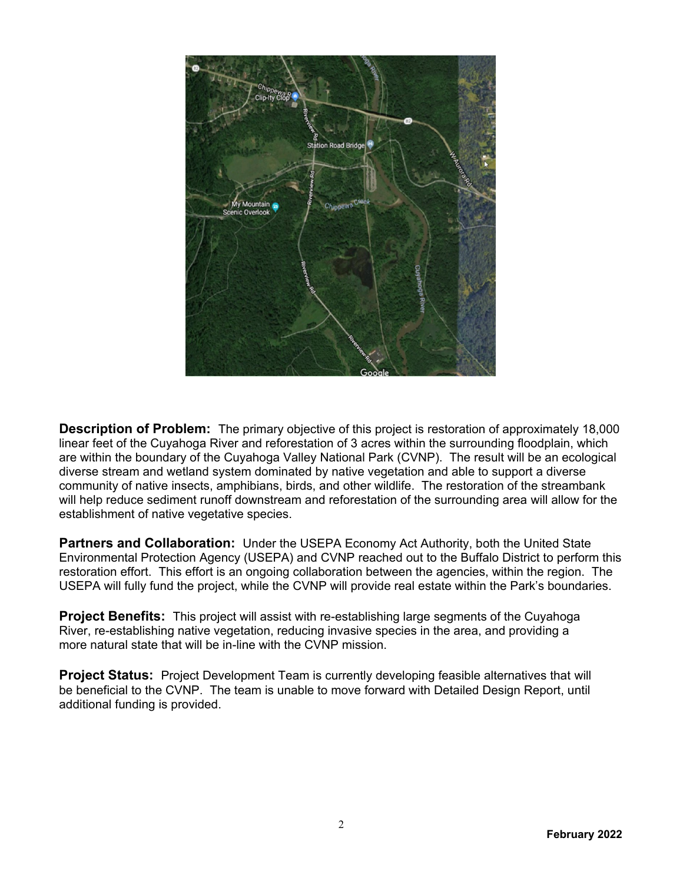**Description of Problem:** The primary objective of this project is restoration of approximately 18,000 linear feet of the Cuyahoga River and reforestation of 3 acres within the surrounding floodplain, which are within the boundary of the Cuyahoga Valley National Park (CVNP). The result will be an ecological diverse stream and wetland system dominated by native vegetation and able to support a diverse community of native insects, amphibians, birds, and other wildlife. The restoration of the streambank will help reduce sediment runoff downstream and reforestation of the surrounding area will allow for the establishment of native vegetative species.

**Partners and Collaboration:** Under the USEPA Economy Act Authority, both the United State Environmental Protection Agency (USEPA) and CVNP reached out to the Buffalo District to perform this restoration effort. This effort is an ongoing collaboration between the agencies, within the region. The USEPA will fully fund the project, while the CVNP will provide real estate within the Park's boundaries.

**Project Benefits:** This project will assist with re-establishing large segments of the Cuyahoga River, re-establishing native vegetation, reducing invasive species in the area, and providing a more natural state that will be in-line with the CVNP mission.

**Project Status:** Project Development Team is currently developing feasible alternatives that will be beneficial to the CVNP. The team is unable to move forward with Detailed Design Report, until additional funding is provided.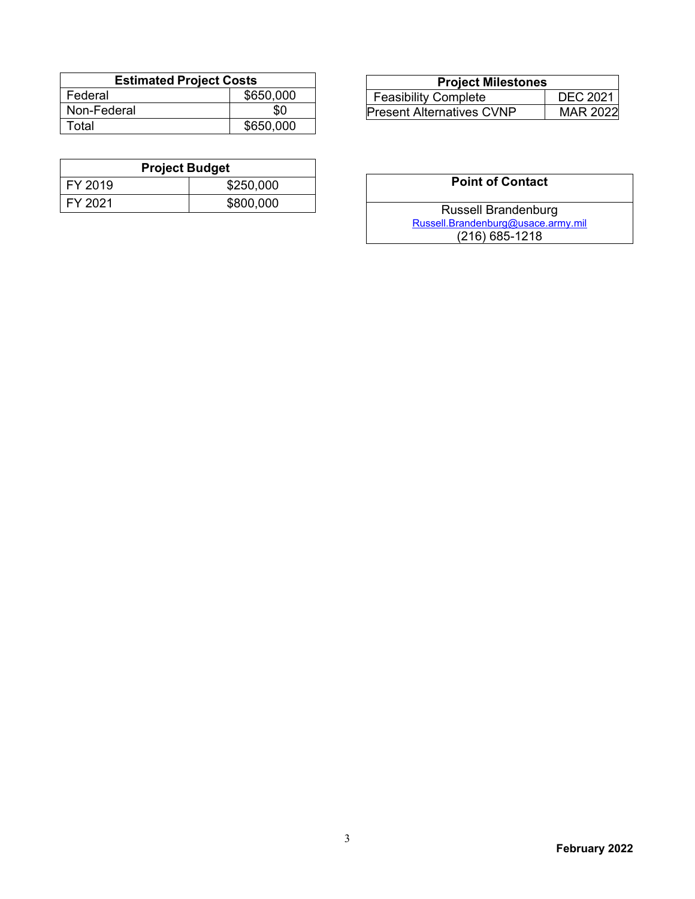| Estimated Project Costs | |
|---|---|
| Federal | $650,000 |
| Non-Federal | $0 |
| Total | $650,000 |

| Project Milestones | |
|---|---|
| Feasibility Complete | DEC 2021 |
| Present Alternatives CVNP | MAR 2022 |

| Project Budget | |
|---|---|
| FY 2019 | $250,000 |
| FY 2021 | $800,000 |

| Point of Contact |
|---|
| Russell Brandenburg<br>Russell.Brandenburg@usace.army.mil<br>(216) 685-1218 |

**February 2022**